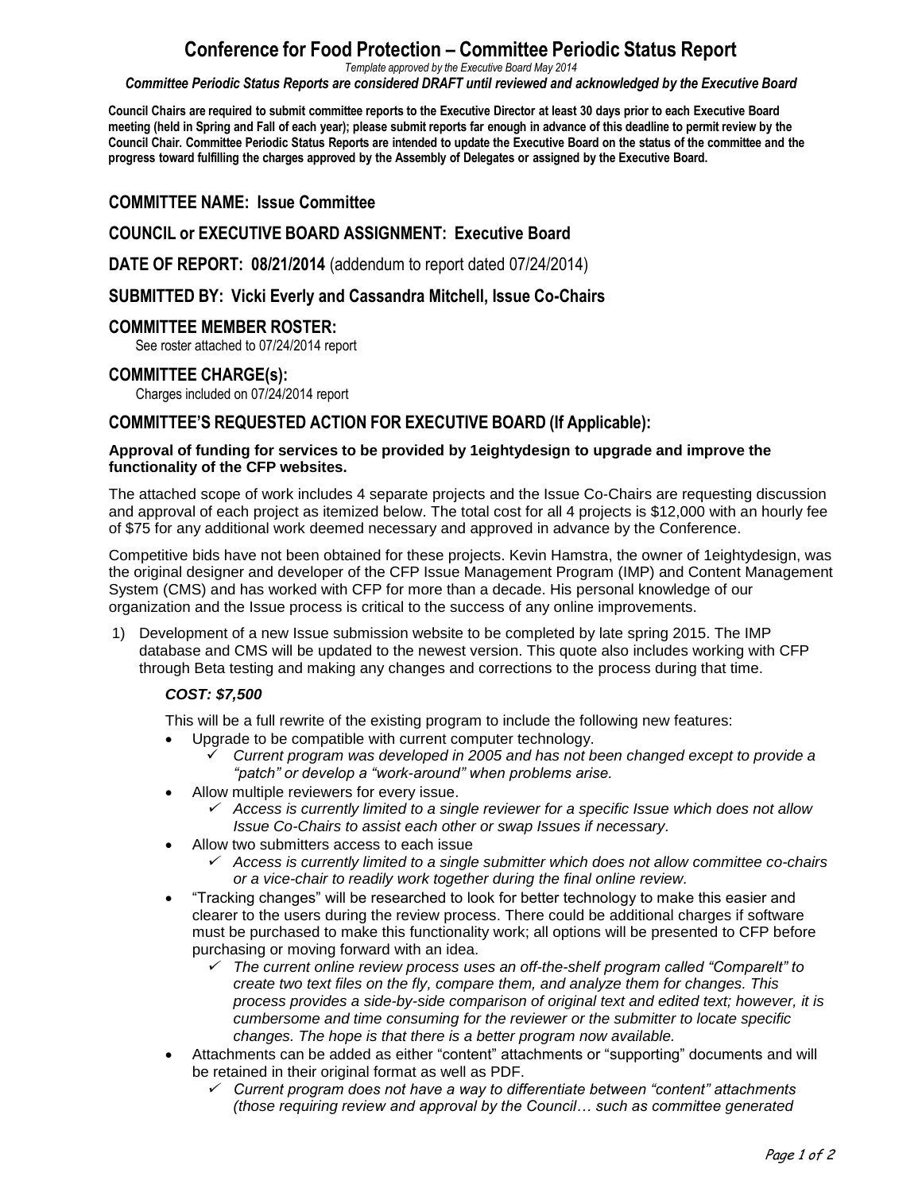# Conference for Food Protection – Committee Periodic Status Report

*Template approved by the Executive Board May 2014*

***Committee Periodic Status Reports are considered DRAFT until reviewed and acknowledged by the Executive Board***

**Council Chairs are required to submit committee reports to the Executive Director at least 30 days prior to each Executive Board meeting (held in Spring and Fall of each year); please submit reports far enough in advance of this deadline to permit review by the Council Chair. Committee Periodic Status Reports are intended to update the Executive Board on the status of the committee and the progress toward fulfilling the charges approved by the Assembly of Delegates or assigned by the Executive Board.**

## COMMITTEE NAME: Issue Committee

## COUNCIL or EXECUTIVE BOARD ASSIGNMENT: Executive Board

## DATE OF REPORT: 08/21/2014 (addendum to report dated 07/24/2014)

## SUBMITTED BY: Vicki Everly and Cassandra Mitchell, Issue Co-Chairs

## COMMITTEE MEMBER ROSTER:

See roster attached to 07/24/2014 report

## COMMITTEE CHARGE(s):

Charges included on 07/24/2014 report

## COMMITTEE'S REQUESTED ACTION FOR EXECUTIVE BOARD (If Applicable):

**Approval of funding for services to be provided by 1eightydesign to upgrade and improve the functionality of the CFP websites.**

The attached scope of work includes 4 separate projects and the Issue Co-Chairs are requesting discussion and approval of each project as itemized below. The total cost for all 4 projects is $12,000 with an hourly fee of $75 for any additional work deemed necessary and approved in advance by the Conference.

Competitive bids have not been obtained for these projects. Kevin Hamstra, the owner of 1eightydesign, was the original designer and developer of the CFP Issue Management Program (IMP) and Content Management System (CMS) and has worked with CFP for more than a decade. His personal knowledge of our organization and the Issue process is critical to the success of any online improvements.

1) Development of a new Issue submission website to be completed by late spring 2015. The IMP database and CMS will be updated to the newest version. This quote also includes working with CFP through Beta testing and making any changes and corrections to the process during that time.

   ***COST: $7,500***

   This will be a full rewrite of the existing program to include the following new features:

   - Upgrade to be compatible with current computer technology.
     - ✓ *Current program was developed in 2005 and has not been changed except to provide a "patch" or develop a "work-around" when problems arise.*
   - Allow multiple reviewers for every issue.
     - ✓ *Access is currently limited to a single reviewer for a specific Issue which does not allow Issue Co-Chairs to assist each other or swap Issues if necessary.*
   - Allow two submitters access to each issue
     - ✓ *Access is currently limited to a single submitter which does not allow committee co-chairs or a vice-chair to readily work together during the final online review.*
   - "Tracking changes" will be researched to look for better technology to make this easier and clearer to the users during the review process. There could be additional charges if software must be purchased to make this functionality work; all options will be presented to CFP before purchasing or moving forward with an idea.
     - ✓ *The current online review process uses an off-the-shelf program called "CompareIt" to create two text files on the fly, compare them, and analyze them for changes. This process provides a side-by-side comparison of original text and edited text; however, it is cumbersome and time consuming for the reviewer or the submitter to locate specific changes. The hope is that there is a better program now available.*
   - Attachments can be added as either "content" attachments or "supporting" documents and will be retained in their original format as well as PDF.
     - ✓ *Current program does not have a way to differentiate between "content" attachments (those requiring review and approval by the Council… such as committee generated*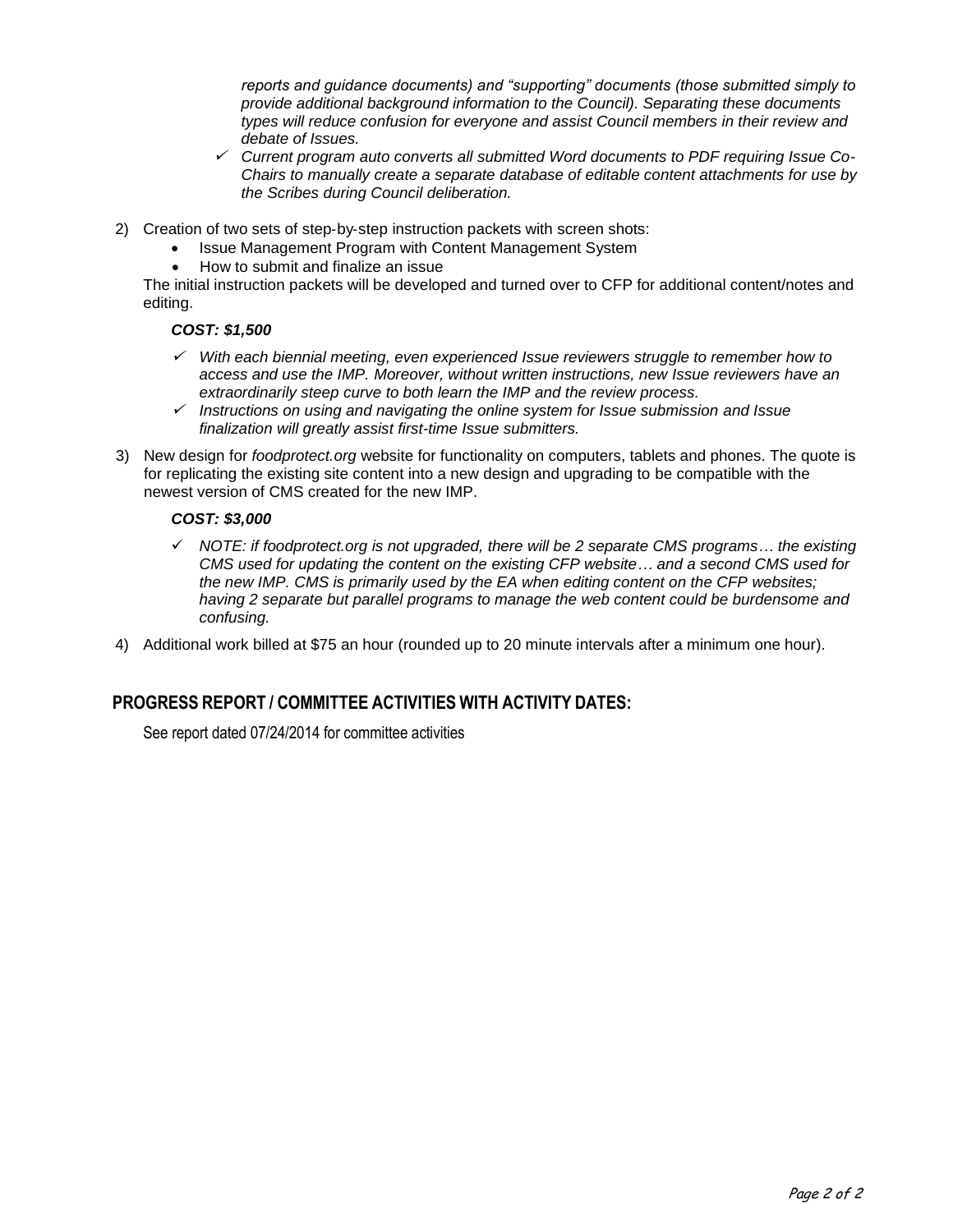- *reports and guidance documents) and "supporting" documents (those submitted simply to provide additional background information to the Council). Separating these documents types will reduce confusion for everyone and assist Council members in their review and debate of Issues.*
- ✓ *Current program auto converts all submitted Word documents to PDF requiring Issue Co-Chairs to manually create a separate database of editable content attachments for use by the Scribes during Council deliberation.*

2) Creation of two sets of step-by-step instruction packets with screen shots:
   - Issue Management Program with Content Management System
   - How to submit and finalize an issue

   The initial instruction packets will be developed and turned over to CFP for additional content/notes and editing.

   ***COST: $1,500***

   - ✓ *With each biennial meeting, even experienced Issue reviewers struggle to remember how to access and use the IMP. Moreover, without written instructions, new Issue reviewers have an extraordinarily steep curve to both learn the IMP and the review process.*
   - ✓ *Instructions on using and navigating the online system for Issue submission and Issue finalization will greatly assist first-time Issue submitters.*

3) New design for *foodprotect.org* website for functionality on computers, tablets and phones. The quote is for replicating the existing site content into a new design and upgrading to be compatible with the newest version of CMS created for the new IMP.

   ***COST: $3,000***

   - ✓ *NOTE: if foodprotect.org is not upgraded, there will be 2 separate CMS programs… the existing CMS used for updating the content on the existing CFP website… and a second CMS used for the new IMP. CMS is primarily used by the EA when editing content on the CFP websites; having 2 separate but parallel programs to manage the web content could be burdensome and confusing.*

4) Additional work billed at $75 an hour (rounded up to 20 minute intervals after a minimum one hour).

## PROGRESS REPORT / COMMITTEE ACTIVITIES WITH ACTIVITY DATES:

See report dated 07/24/2014 for committee activities